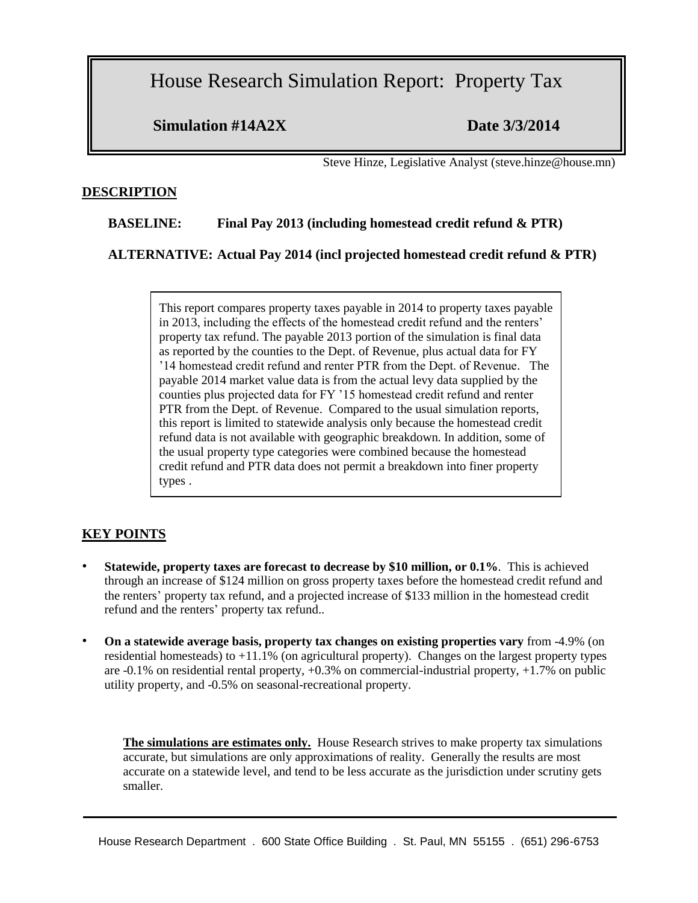# House Research Simulation Report: Property Tax

**Simulation #14A2X** **Date 3/3/2014**

Steve Hinze, Legislative Analyst (steve.hinze@house.mn)

## DESCRIPTION

**BASELINE: Final Pay 2013 (including homestead credit refund & PTR)**

**ALTERNATIVE: Actual Pay 2014 (incl projected homestead credit refund & PTR)**

This report compares property taxes payable in 2014 to property taxes payable in 2013, including the effects of the homestead credit refund and the renters' property tax refund. The payable 2013 portion of the simulation is final data as reported by the counties to the Dept. of Revenue, plus actual data for FY '14 homestead credit refund and renter PTR from the Dept. of Revenue. The payable 2014 market value data is from the actual levy data supplied by the counties plus projected data for FY '15 homestead credit refund and renter PTR from the Dept. of Revenue. Compared to the usual simulation reports, this report is limited to statewide analysis only because the homestead credit refund data is not available with geographic breakdown. In addition, some of the usual property type categories were combined because the homestead credit refund and PTR data does not permit a breakdown into finer property types .

## KEY POINTS

- **Statewide, property taxes are forecast to decrease by $10 million, or 0.1%**. This is achieved through an increase of $124 million on gross property taxes before the homestead credit refund and the renters' property tax refund, and a projected increase of $133 million in the homestead credit refund and the renters' property tax refund..
- **On a statewide average basis, property tax changes on existing properties vary** from -4.9% (on residential homesteads) to +11.1% (on agricultural property). Changes on the largest property types are -0.1% on residential rental property, +0.3% on commercial-industrial property, +1.7% on public utility property, and -0.5% on seasonal-recreational property.

**The simulations are estimates only.** House Research strives to make property tax simulations accurate, but simulations are only approximations of reality. Generally the results are most accurate on a statewide level, and tend to be less accurate as the jurisdiction under scrutiny gets smaller.

House Research Department . 600 State Office Building . St. Paul, MN 55155 . (651) 296-6753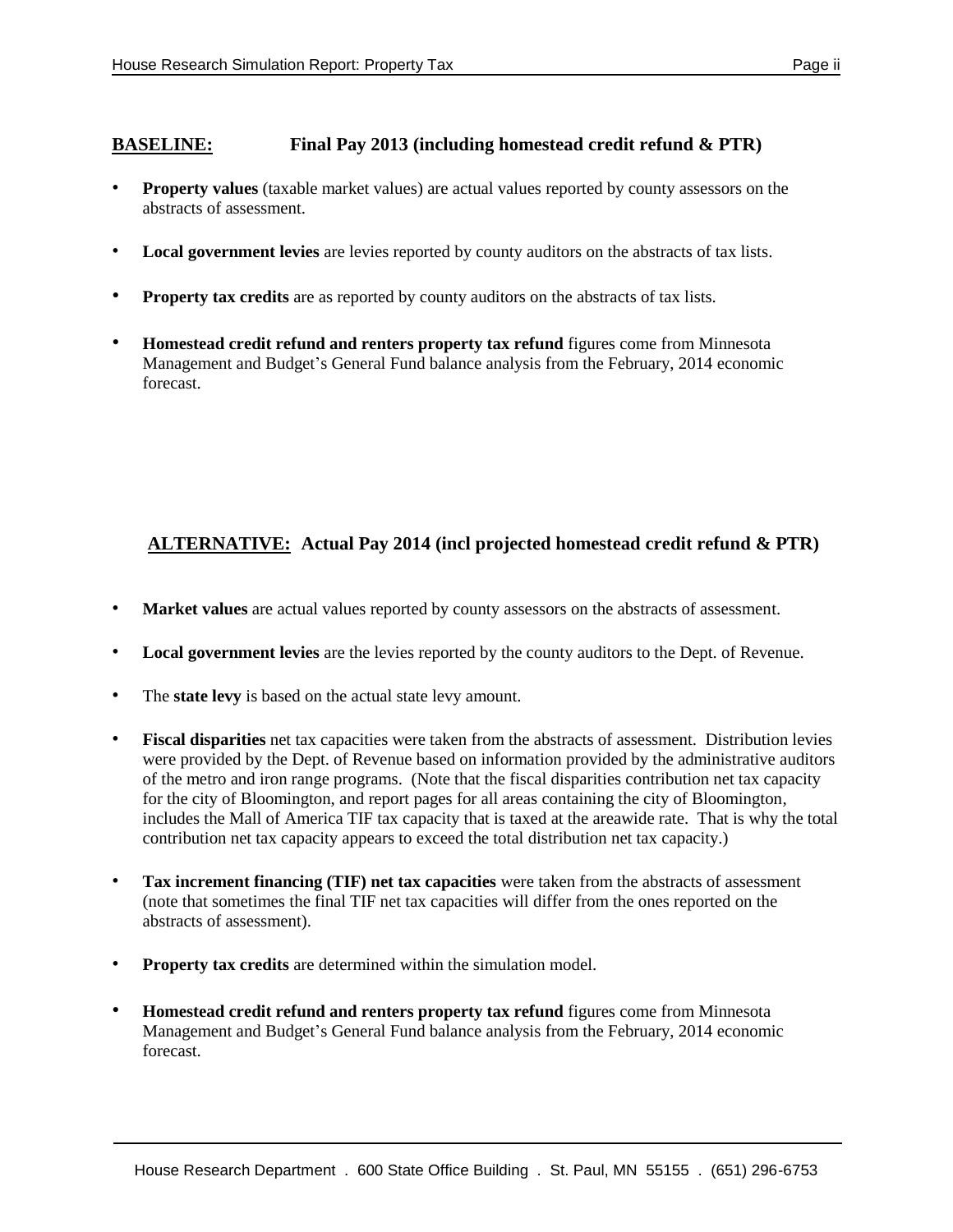## **BASELINE:** Final Pay 2013 (including homestead credit refund & PTR)

- **Property values** (taxable market values) are actual values reported by county assessors on the abstracts of assessment.
- **Local government levies** are levies reported by county auditors on the abstracts of tax lists.
- **Property tax credits** are as reported by county auditors on the abstracts of tax lists.
- **Homestead credit refund and renters property tax refund** figures come from Minnesota Management and Budget's General Fund balance analysis from the February, 2014 economic forecast.

## **ALTERNATIVE:** Actual Pay 2014 (incl projected homestead credit refund & PTR)

- **Market values** are actual values reported by county assessors on the abstracts of assessment.
- **Local government levies** are the levies reported by the county auditors to the Dept. of Revenue.
- The **state levy** is based on the actual state levy amount.
- **Fiscal disparities** net tax capacities were taken from the abstracts of assessment. Distribution levies were provided by the Dept. of Revenue based on information provided by the administrative auditors of the metro and iron range programs. (Note that the fiscal disparities contribution net tax capacity for the city of Bloomington, and report pages for all areas containing the city of Bloomington, includes the Mall of America TIF tax capacity that is taxed at the areawide rate. That is why the total contribution net tax capacity appears to exceed the total distribution net tax capacity.)
- **Tax increment financing (TIF) net tax capacities** were taken from the abstracts of assessment (note that sometimes the final TIF net tax capacities will differ from the ones reported on the abstracts of assessment).
- **Property tax credits** are determined within the simulation model.
- **Homestead credit refund and renters property tax refund** figures come from Minnesota Management and Budget's General Fund balance analysis from the February, 2014 economic forecast.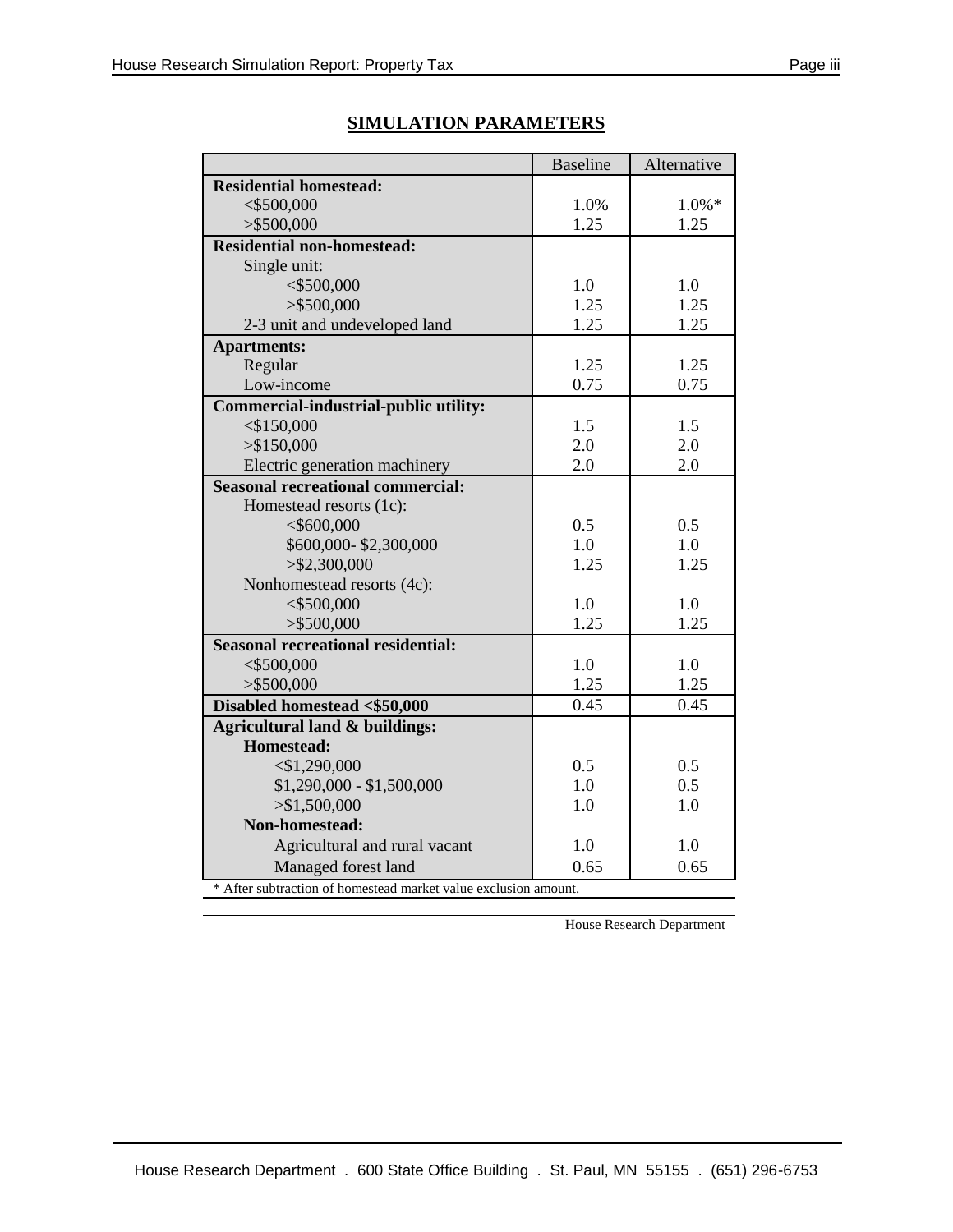## SIMULATION PARAMETERS

| | Baseline | Alternative |
|---|---|---|
| **Residential homestead:** | | |
| <$500,000 | 1.0% | 1.0%* |
| >$500,000 | 1.25 | 1.25 |
| **Residential non-homestead:** | | |
| Single unit: | | |
| <$500,000 | 1.0 | 1.0 |
| >$500,000 | 1.25 | 1.25 |
| 2-3 unit and undeveloped land | 1.25 | 1.25 |
| **Apartments:** | | |
| Regular | 1.25 | 1.25 |
| Low-income | 0.75 | 0.75 |
| **Commercial-industrial-public utility:** | | |
| <$150,000 | 1.5 | 1.5 |
| >$150,000 | 2.0 | 2.0 |
| Electric generation machinery | 2.0 | 2.0 |
| **Seasonal recreational commercial:** | | |
| Homestead resorts (1c): | | |
| <$600,000 | 0.5 | 0.5 |
| $600,000- $2,300,000 | 1.0 | 1.0 |
| >$2,300,000 | 1.25 | 1.25 |
| Nonhomestead resorts (4c): | | |
| <$500,000 | 1.0 | 1.0 |
| >$500,000 | 1.25 | 1.25 |
| **Seasonal recreational residential:** | | |
| <$500,000 | 1.0 | 1.0 |
| >$500,000 | 1.25 | 1.25 |
| **Disabled homestead <$50,000** | 0.45 | 0.45 |
| **Agricultural land & buildings:** | | |
| **Homestead:** | | |
| <$1,290,000 | 0.5 | 0.5 |
| $1,290,000 - $1,500,000 | 1.0 | 0.5 |
| >$1,500,000 | 1.0 | 1.0 |
| **Non-homestead:** | | |
| Agricultural and rural vacant | 1.0 | 1.0 |
| Managed forest land | 0.65 | 0.65 |

* After subtraction of homestead market value exclusion amount.

House Research Department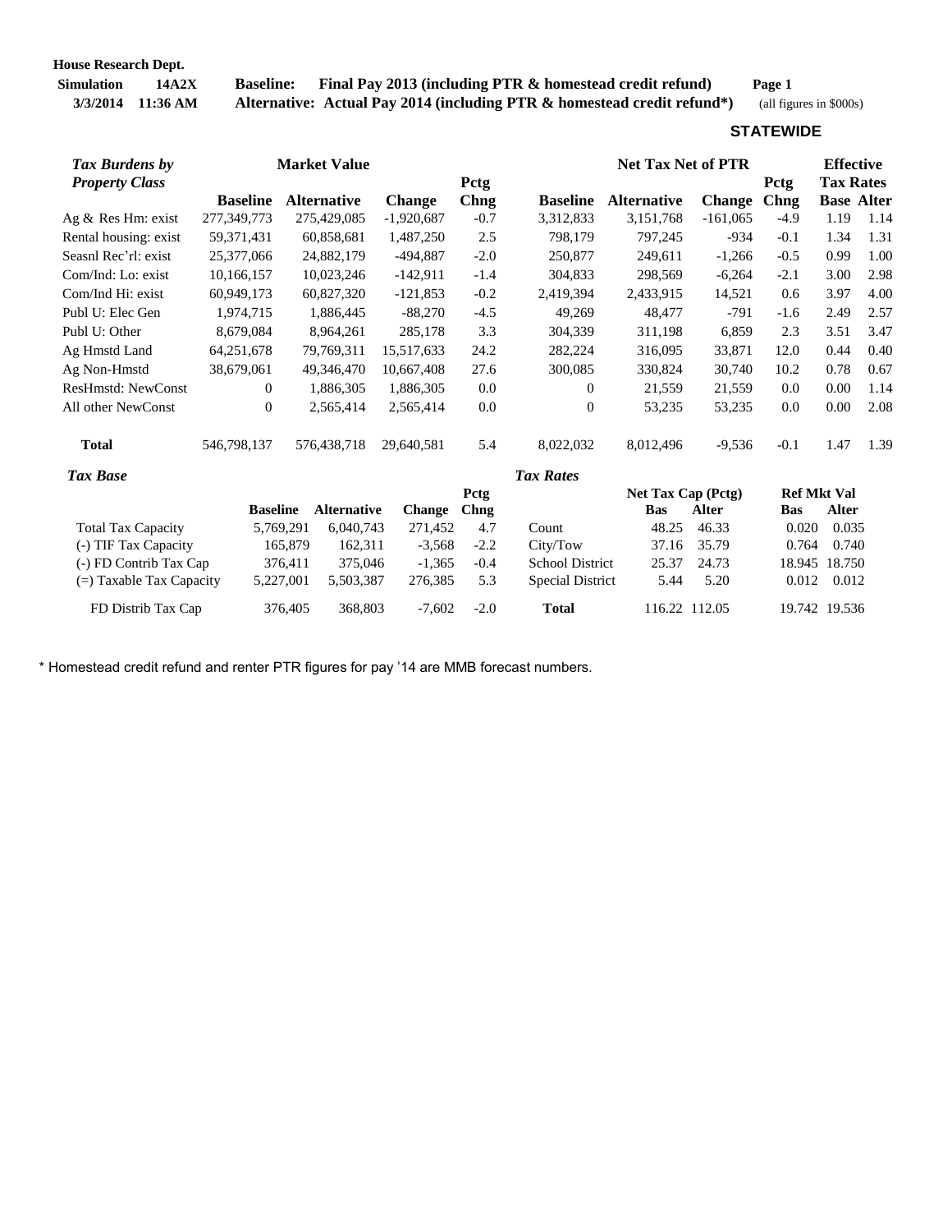House Research Dept.

**Simulation 14A2X** **Baseline: Final Pay 2013 (including PTR & homestead credit refund)** **Page 1**

**3/3/2014 11:36 AM** **Alternative: Actual Pay 2014 (including PTR & homestead credit refund*)** (all figures in $000s)

**STATEWIDE**

| *Tax Burdens by Property Class* | Market Value | | | | Net Tax Net of PTR | | | | Effective Tax Rates | |
|---|---|---|---|---|---|---|---|---|---|---|
| | **Baseline** | **Alternative** | **Change** | **Pctg Chng** | **Baseline** | **Alternative** | **Change** | **Pctg Chng** | **Base** | **Alter** |
| Ag & Res Hm: exist | 277,349,773 | 275,429,085 | -1,920,687 | -0.7 | 3,312,833 | 3,151,768 | -161,065 | -4.9 | 1.19 | 1.14 |
| Rental housing: exist | 59,371,431 | 60,858,681 | 1,487,250 | 2.5 | 798,179 | 797,245 | -934 | -0.1 | 1.34 | 1.31 |
| Seasnl Rec'rl: exist | 25,377,066 | 24,882,179 | -494,887 | -2.0 | 250,877 | 249,611 | -1,266 | -0.5 | 0.99 | 1.00 |
| Com/Ind: Lo: exist | 10,166,157 | 10,023,246 | -142,911 | -1.4 | 304,833 | 298,569 | -6,264 | -2.1 | 3.00 | 2.98 |
| Com/Ind Hi: exist | 60,949,173 | 60,827,320 | -121,853 | -0.2 | 2,419,394 | 2,433,915 | 14,521 | 0.6 | 3.97 | 4.00 |
| Publ U: Elec Gen | 1,974,715 | 1,886,445 | -88,270 | -4.5 | 49,269 | 48,477 | -791 | -1.6 | 2.49 | 2.57 |
| Publ U: Other | 8,679,084 | 8,964,261 | 285,178 | 3.3 | 304,339 | 311,198 | 6,859 | 2.3 | 3.51 | 3.47 |
| Ag Hmstd Land | 64,251,678 | 79,769,311 | 15,517,633 | 24.2 | 282,224 | 316,095 | 33,871 | 12.0 | 0.44 | 0.40 |
| Ag Non-Hmstd | 38,679,061 | 49,346,470 | 10,667,408 | 27.6 | 300,085 | 330,824 | 30,740 | 10.2 | 0.78 | 0.67 |
| ResHmstd: NewConst | 0 | 1,886,305 | 1,886,305 | 0.0 | 0 | 21,559 | 21,559 | 0.0 | 0.00 | 1.14 |
| All other NewConst | 0 | 2,565,414 | 2,565,414 | 0.0 | 0 | 53,235 | 53,235 | 0.0 | 0.00 | 2.08 |
| **Total** | 546,798,137 | 576,438,718 | 29,640,581 | 5.4 | 8,022,032 | 8,012,496 | -9,536 | -0.1 | 1.47 | 1.39 |

| *Tax Base* | **Baseline** | **Alternative** | **Change** | **Pctg Chng** |
|---|---|---|---|---|
| Total Tax Capacity | 5,769,291 | 6,040,743 | 271,452 | 4.7 |
| (-) TIF Tax Capacity | 165,879 | 162,311 | -3,568 | -2.2 |
| (-) FD Contrib Tax Cap | 376,411 | 375,046 | -1,365 | -0.4 |
| (=) Taxable Tax Capacity | 5,227,001 | 5,503,387 | 276,385 | 5.3 |
| FD Distrib Tax Cap | 376,405 | 368,803 | -7,602 | -2.0 |

| *Tax Rates* | Net Tax Cap (Pctg) | | Ref Mkt Val | |
|---|---|---|---|---|
| | **Bas** | **Alter** | **Bas** | **Alter** |
| Count | 48.25 | 46.33 | 0.020 | 0.035 |
| City/Tow | 37.16 | 35.79 | 0.764 | 0.740 |
| School District | 25.37 | 24.73 | 18.945 | 18.750 |
| Special District | 5.44 | 5.20 | 0.012 | 0.012 |
| **Total** | 116.22 | 112.05 | 19.742 | 19.536 |

* Homestead credit refund and renter PTR figures for pay '14 are MMB forecast numbers.